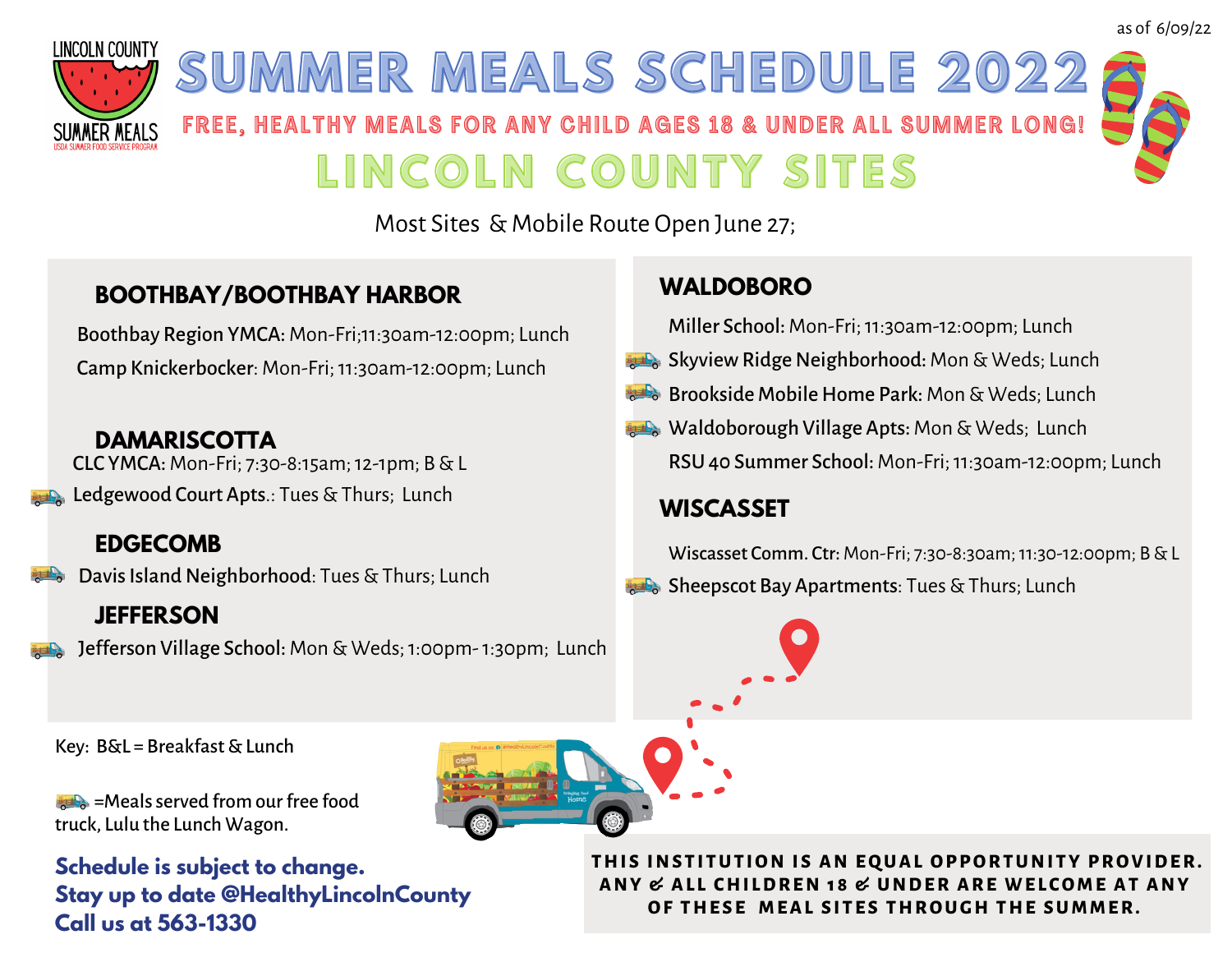as of 6/09/22

# SUMMER MEALS SCHEDULE 2022

**FREE, HEALTHY MEALS FOR ANY CHILD AGES 18 & UNDER ALL SUMMER LONG!**

## LINCOLN COUNTY SITES

Most Sites & Mobile Route Open June 27;

### BOOTHBAY/BOOTHBAY HARBOR

**Boothbay Region YMCA:** Mon-Fri;11:30am-12:00pm; Lunch

**Camp Knickerbocker**: Mon-Fri; 11:30am-12:00pm; Lunch

### DAMARISCOTTA

**CLC YMCA:** Mon-Fri; 7:30-8:15am; 12-1pm; B & L

🚚 **Ledgewood Court Apts.**: Tues & Thurs; Lunch

### EDGECOMB

🚚 **Davis Island Neighborhood**: Tues & Thurs; Lunch

### JEFFERSON

🚚 **Jefferson Village School:** Mon & Weds; 1:00pm- 1:30pm; Lunch

### WALDOBORO

**Miller School:** Mon-Fri; 11:30am-12:00pm; Lunch

🚚 **Skyview Ridge Neighborhood:** Mon & Weds; Lunch

🚚 **Brookside Mobile Home Park:** Mon & Weds; Lunch

🚚 **Waldoborough Village Apts:** Mon & Weds; Lunch

**RSU 40 Summer School:** Mon-Fri; 11:30am-12:00pm; Lunch

### WISCASSET

**Wiscasset Comm. Ctr:** Mon-Fri; 7:30-8:30am; 11:30-12:00pm; B & L

🚚 **Sheepscot Bay Apartments**: Tues & Thurs; Lunch

Key: B&L = Breakfast & Lunch

🚚 =Meals served from our free food truck, Lulu the Lunch Wagon.

**Schedule is subject to change.**
**Stay up to date @HealthyLincolnCounty**
**Call us at 563-1330**

**THIS INSTITUTION IS AN EQUAL OPPORTUNITY PROVIDER. ANY & ALL CHILDREN 18 & UNDER ARE WELCOME AT ANY OF THESE MEAL SITES THROUGH THE SUMMER.**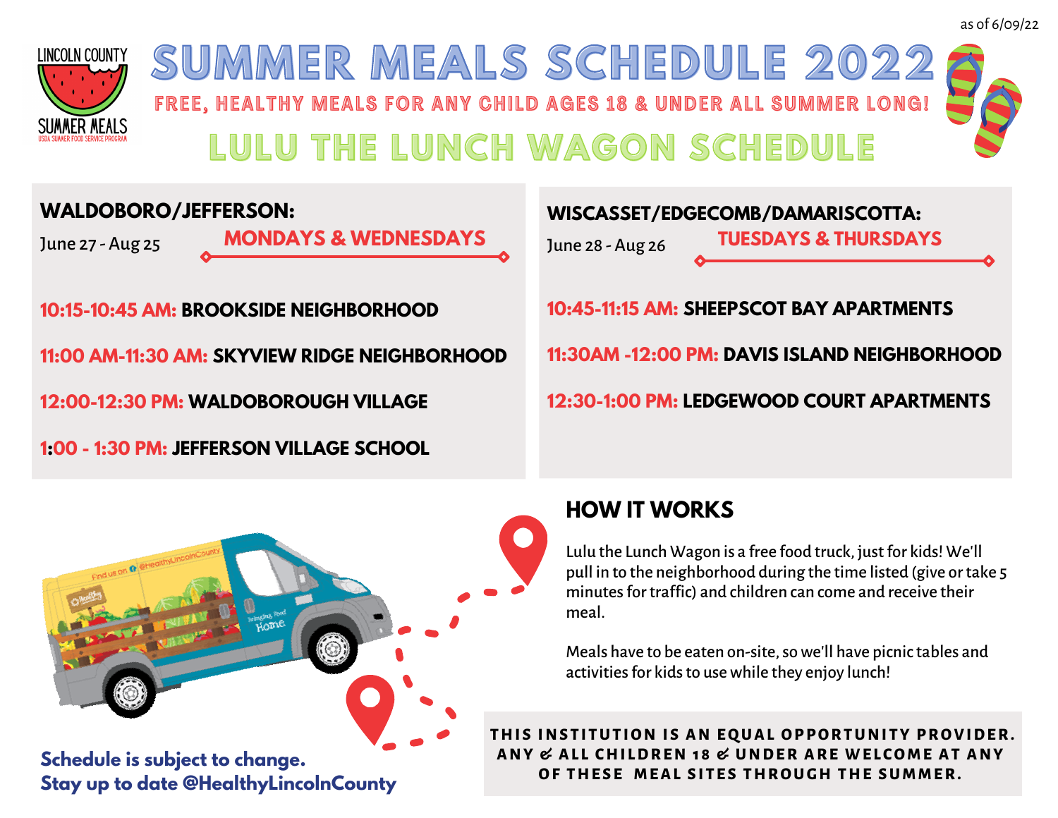as of 6/09/22

LINCOLN COUNTY SUMMER MEALS
USDA SUMMER FOOD SERVICE PROGRAM

# SUMMER MEALS SCHEDULE 2022

**FREE, HEALTHY MEALS FOR ANY CHILD AGES 18 & UNDER ALL SUMMER LONG!**

## LULU THE LUNCH WAGON SCHEDULE

### WALDOBORO/JEFFERSON:

June 27 - Aug 25 — **MONDAYS & WEDNESDAYS**

- **10:15-10:45 AM:** **BROOKSIDE NEIGHBORHOOD**
- **11:00 AM-11:30 AM:** **SKYVIEW RIDGE NEIGHBORHOOD**
- **12:00-12:30 PM:** **WALDOBOROUGH VILLAGE**
- **1:00 - 1:30 PM:** **JEFFERSON VILLAGE SCHOOL**

### WISCASSET/EDGECOMB/DAMARISCOTTA:

June 28 - Aug 26 — **TUESDAYS & THURSDAYS**

- **10:45-11:15 AM:** **SHEEPSCOT BAY APARTMENTS**
- **11:30AM -12:00 PM:** **DAVIS ISLAND NEIGHBORHOOD**
- **12:30-1:00 PM:** **LEDGEWOOD COURT APARTMENTS**

### HOW IT WORKS

Lulu the Lunch Wagon is a free food truck, just for kids! We'll pull in to the neighborhood during the time listed (give or take 5 minutes for traffic) and children can come and receive their meal.

Meals have to be eaten on-site, so we'll have picnic tables and activities for kids to use while they enjoy lunch!

**Schedule is subject to change.**
**Stay up to date @HealthyLincolnCounty**

**THIS INSTITUTION IS AN EQUAL OPPORTUNITY PROVIDER. ANY & ALL CHILDREN 18 & UNDER ARE WELCOME AT ANY OF THESE MEAL SITES THROUGH THE SUMMER.**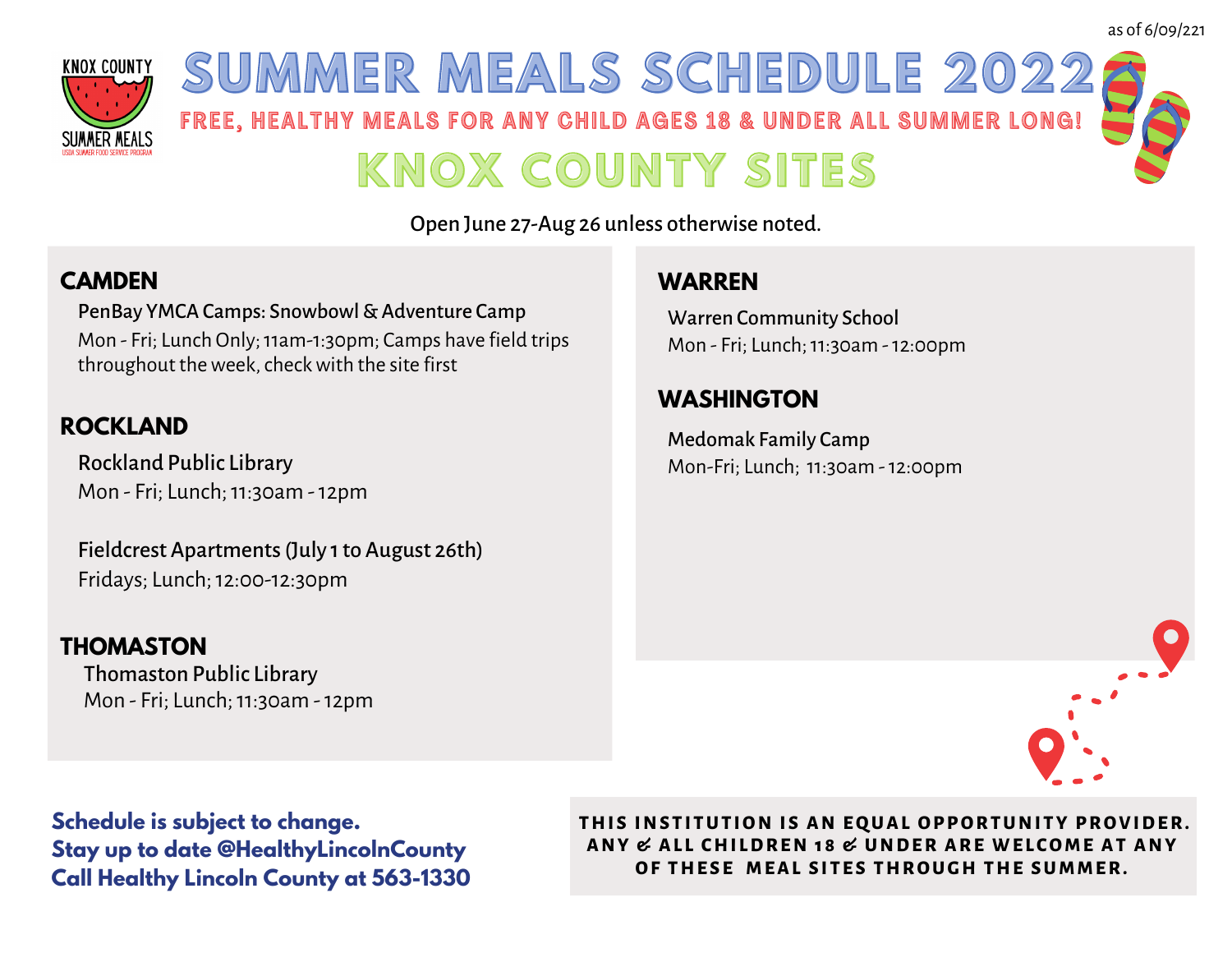as of 6/09/221

KNOX COUNTY SUMMER MEALS
USDA SUMMER FOOD SERVICE PROGRAM

# SUMMER MEALS SCHEDULE 2022

**FREE, HEALTHY MEALS FOR ANY CHILD AGES 18 & UNDER ALL SUMMER LONG!**

## KNOX COUNTY SITES

Open June 27-Aug 26 unless otherwise noted.

### CAMDEN

PenBay YMCA Camps: Snowbowl & Adventure Camp
Mon - Fri; Lunch Only; 11am-1:30pm; Camps have field trips throughout the week, check with the site first

### ROCKLAND

Rockland Public Library
Mon - Fri; Lunch; 11:30am - 12pm

Fieldcrest Apartments (July 1 to August 26th)
Fridays; Lunch; 12:00-12:30pm

### THOMASTON

Thomaston Public Library
Mon - Fri; Lunch; 11:30am - 12pm

### WARREN

Warren Community School
Mon - Fri; Lunch; 11:30am - 12:00pm

### WASHINGTON

Medomak Family Camp
Mon-Fri; Lunch; 11:30am - 12:00pm

**Schedule is subject to change.**
**Stay up to date @HealthyLincolnCounty**
**Call Healthy Lincoln County at 563-1330**

**THIS INSTITUTION IS AN EQUAL OPPORTUNITY PROVIDER. ANY & ALL CHILDREN 18 & UNDER ARE WELCOME AT ANY OF THESE MEAL SITES THROUGH THE SUMMER.**